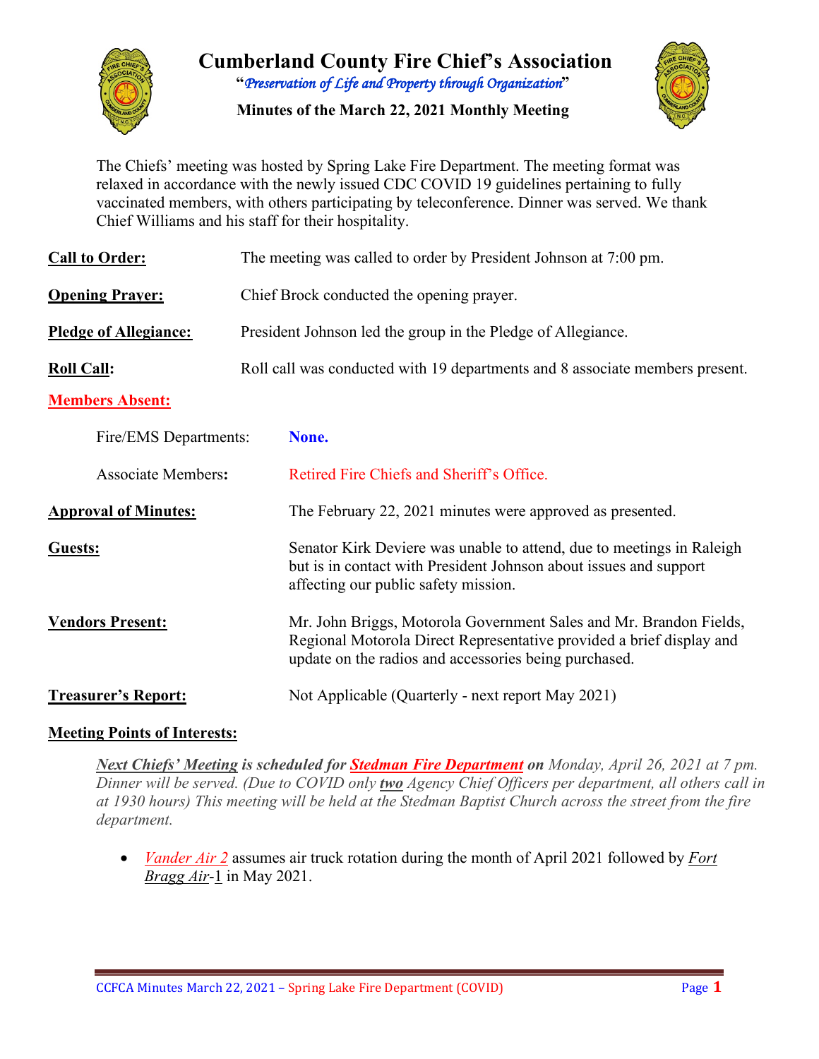# Cumberland County Fire Chief's Association

**"*Preservation of Life and Property through Organization*"**

**Minutes of the March 22, 2021 Monthly Meeting**

The Chiefs' meeting was hosted by Spring Lake Fire Department. The meeting format was relaxed in accordance with the newly issued CDC COVID 19 guidelines pertaining to fully vaccinated members, with others participating by teleconference. Dinner was served. We thank Chief Williams and his staff for their hospitality.

**Call to Order:** The meeting was called to order by President Johnson at 7:00 pm.

**Opening Prayer:** Chief Brock conducted the opening prayer.

**Pledge of Allegiance:** President Johnson led the group in the Pledge of Allegiance.

**Roll Call:** Roll call was conducted with 19 departments and 8 associate members present.

**Members Absent:**

Fire/EMS Departments: **None.**

Associate Members**:** Retired Fire Chiefs and Sheriff's Office.

**Approval of Minutes:** The February 22, 2021 minutes were approved as presented.

**Guests:** Senator Kirk Deviere was unable to attend, due to meetings in Raleigh but is in contact with President Johnson about issues and support affecting our public safety mission.

**Vendors Present:** Mr. John Briggs, Motorola Government Sales and Mr. Brandon Fields, Regional Motorola Direct Representative provided a brief display and update on the radios and accessories being purchased.

**Treasurer's Report:** Not Applicable (Quarterly - next report May 2021)

**Meeting Points of Interests:**

***Next Chiefs' Meeting* is scheduled for *Stedman Fire Department* on** *Monday, April 26, 2021 at 7 pm. Dinner will be served. (Due to COVID only **two** Agency Chief Officers per department, all others call in at 1930 hours) This meeting will be held at the Stedman Baptist Church across the street from the fire department.*

- *Vander Air 2* assumes air truck rotation during the month of April 2021 followed by *Fort Bragg Air*-1 in May 2021.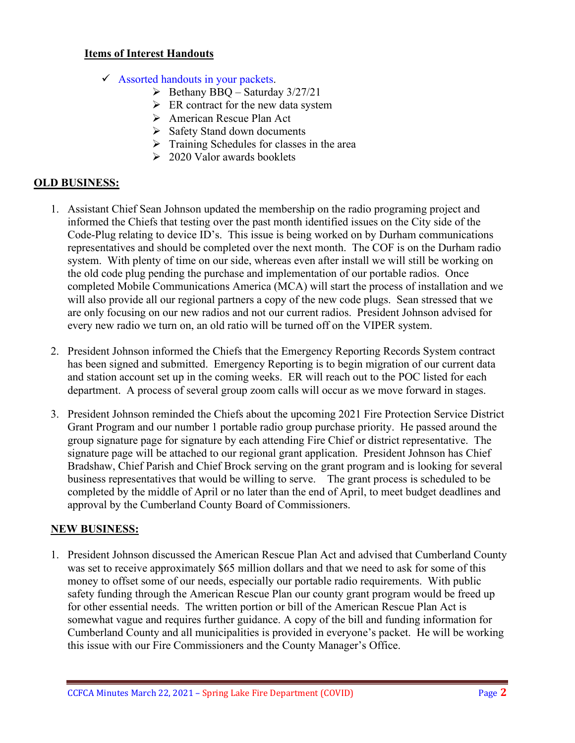**Items of Interest Handouts**

- ✓ Assorted handouts in your packets.
  - Bethany BBQ – Saturday 3/27/21
  - ER contract for the new data system
  - American Rescue Plan Act
  - Safety Stand down documents
  - Training Schedules for classes in the area
  - 2020 Valor awards booklets

## OLD BUSINESS:

1. Assistant Chief Sean Johnson updated the membership on the radio programing project and informed the Chiefs that testing over the past month identified issues on the City side of the Code-Plug relating to device ID's. This issue is being worked on by Durham communications representatives and should be completed over the next month. The COF is on the Durham radio system. With plenty of time on our side, whereas even after install we will still be working on the old code plug pending the purchase and implementation of our portable radios. Once completed Mobile Communications America (MCA) will start the process of installation and we will also provide all our regional partners a copy of the new code plugs. Sean stressed that we are only focusing on our new radios and not our current radios. President Johnson advised for every new radio we turn on, an old ratio will be turned off on the VIPER system.

2. President Johnson informed the Chiefs that the Emergency Reporting Records System contract has been signed and submitted. Emergency Reporting is to begin migration of our current data and station account set up in the coming weeks. ER will reach out to the POC listed for each department. A process of several group zoom calls will occur as we move forward in stages.

3. President Johnson reminded the Chiefs about the upcoming 2021 Fire Protection Service District Grant Program and our number 1 portable radio group purchase priority. He passed around the group signature page for signature by each attending Fire Chief or district representative. The signature page will be attached to our regional grant application. President Johnson has Chief Bradshaw, Chief Parish and Chief Brock serving on the grant program and is looking for several business representatives that would be willing to serve. The grant process is scheduled to be completed by the middle of April or no later than the end of April, to meet budget deadlines and approval by the Cumberland County Board of Commissioners.

## NEW BUSINESS:

1. President Johnson discussed the American Rescue Plan Act and advised that Cumberland County was set to receive approximately $65 million dollars and that we need to ask for some of this money to offset some of our needs, especially our portable radio requirements. With public safety funding through the American Rescue Plan our county grant program would be freed up for other essential needs. The written portion or bill of the American Rescue Plan Act is somewhat vague and requires further guidance. A copy of the bill and funding information for Cumberland County and all municipalities is provided in everyone's packet. He will be working this issue with our Fire Commissioners and the County Manager's Office.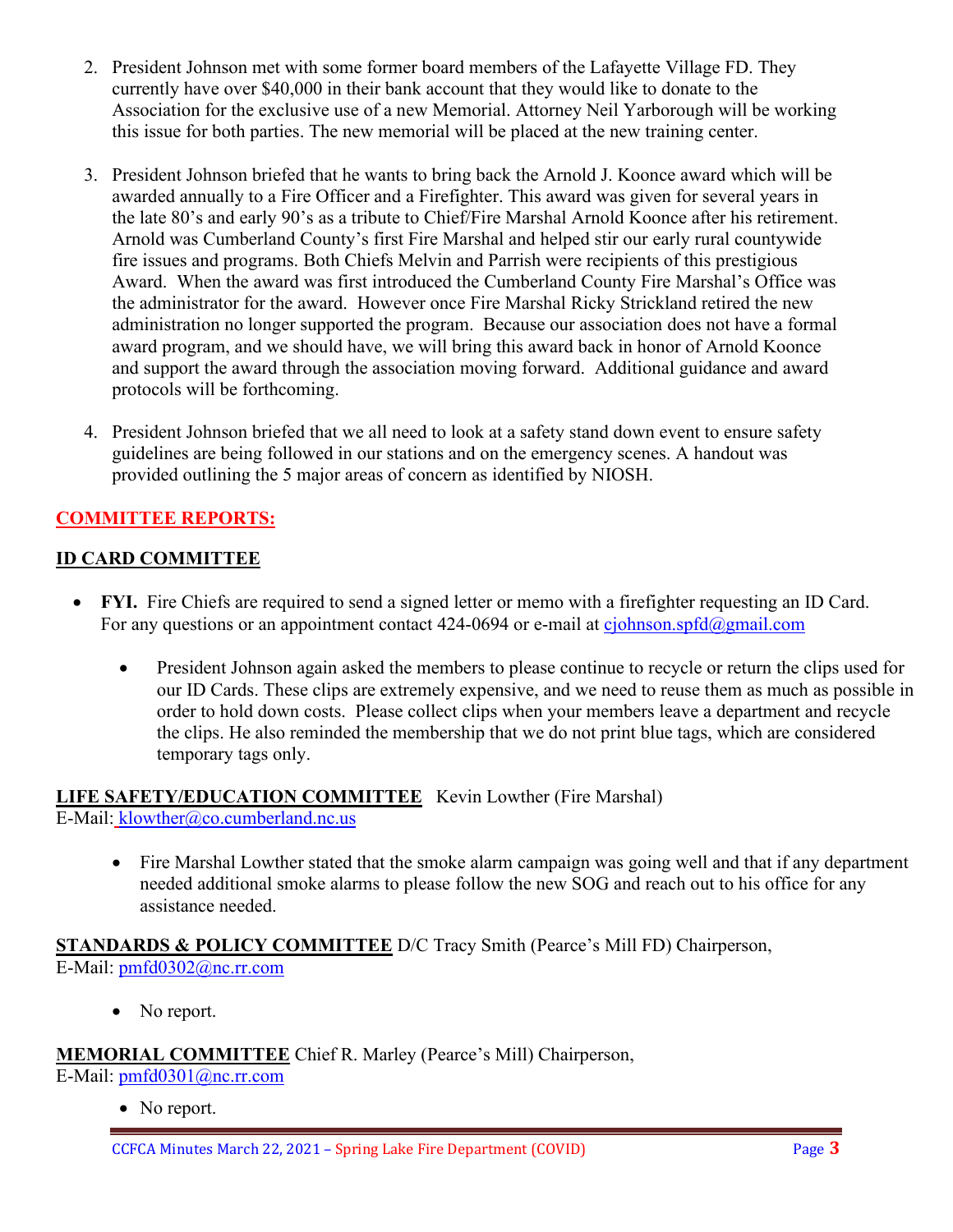2. President Johnson met with some former board members of the Lafayette Village FD. They currently have over $40,000 in their bank account that they would like to donate to the Association for the exclusive use of a new Memorial. Attorney Neil Yarborough will be working this issue for both parties. The new memorial will be placed at the new training center.

3. President Johnson briefed that he wants to bring back the Arnold J. Koonce award which will be awarded annually to a Fire Officer and a Firefighter. This award was given for several years in the late 80's and early 90's as a tribute to Chief/Fire Marshal Arnold Koonce after his retirement. Arnold was Cumberland County's first Fire Marshal and helped stir our early rural countywide fire issues and programs. Both Chiefs Melvin and Parrish were recipients of this prestigious Award. When the award was first introduced the Cumberland County Fire Marshal's Office was the administrator for the award. However once Fire Marshal Ricky Strickland retired the new administration no longer supported the program. Because our association does not have a formal award program, and we should have, we will bring this award back in honor of Arnold Koonce and support the award through the association moving forward. Additional guidance and award protocols will be forthcoming.

4. President Johnson briefed that we all need to look at a safety stand down event to ensure safety guidelines are being followed in our stations and on the emergency scenes. A handout was provided outlining the 5 major areas of concern as identified by NIOSH.

## COMMITTEE REPORTS:

### ID CARD COMMITTEE

- **FYI.** Fire Chiefs are required to send a signed letter or memo with a firefighter requesting an ID Card. For any questions or an appointment contact 424-0694 or e-mail at cjohnson.spfd@gmail.com

    - President Johnson again asked the members to please continue to recycle or return the clips used for our ID Cards. These clips are extremely expensive, and we need to reuse them as much as possible in order to hold down costs. Please collect clips when your members leave a department and recycle the clips. He also reminded the membership that we do not print blue tags, which are considered temporary tags only.

**LIFE SAFETY/EDUCATION COMMITTEE** Kevin Lowther (Fire Marshal)
E-Mail: klowther@co.cumberland.nc.us

- Fire Marshal Lowther stated that the smoke alarm campaign was going well and that if any department needed additional smoke alarms to please follow the new SOG and reach out to his office for any assistance needed.

**STANDARDS & POLICY COMMITTEE** D/C Tracy Smith (Pearce's Mill FD) Chairperson,
E-Mail: pmfd0302@nc.rr.com

- No report.

**MEMORIAL COMMITTEE** Chief R. Marley (Pearce's Mill) Chairperson,
E-Mail: pmfd0301@nc.rr.com

- No report.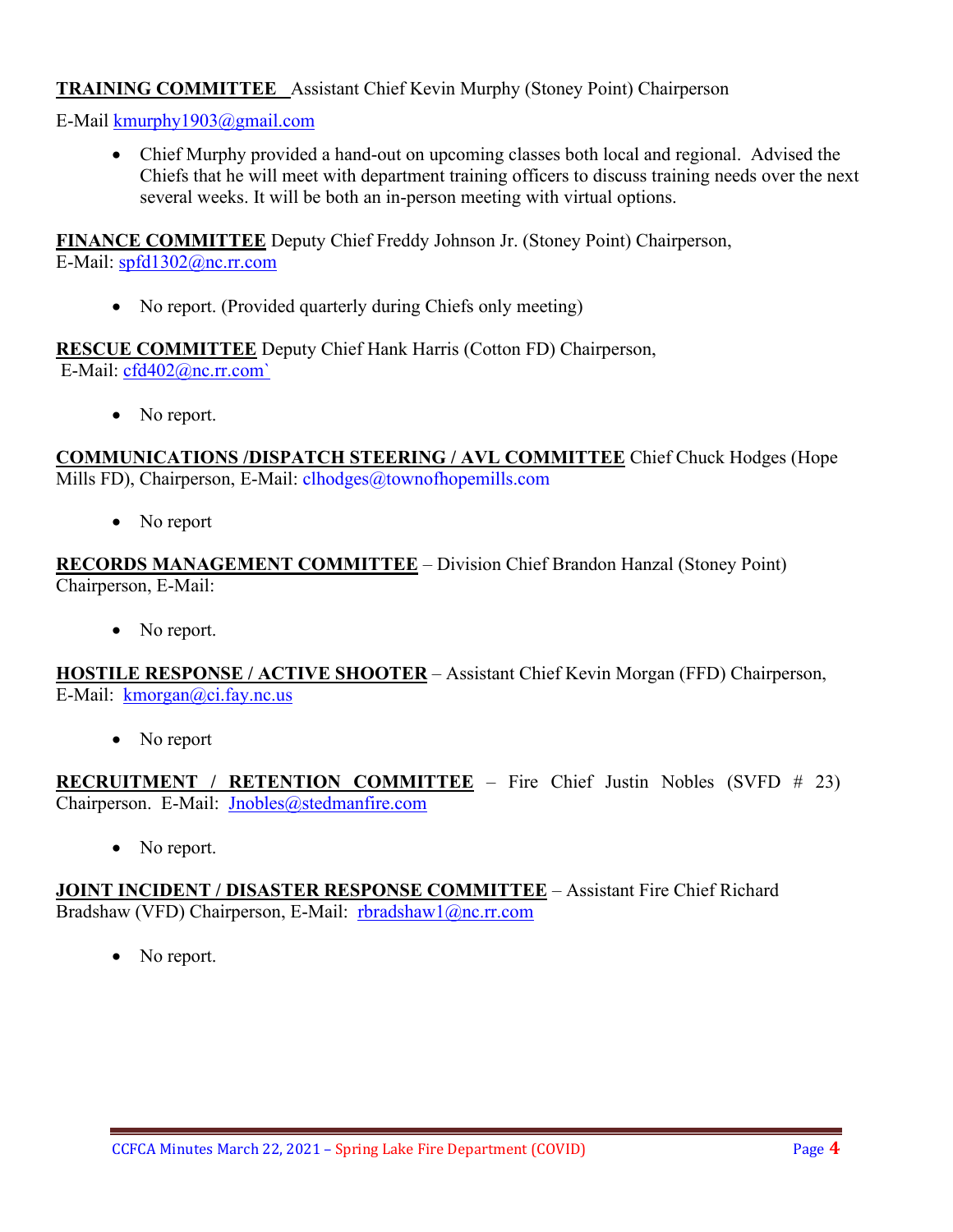**TRAINING COMMITTEE** Assistant Chief Kevin Murphy (Stoney Point) Chairperson

E-Mail kmurphy1903@gmail.com

- Chief Murphy provided a hand-out on upcoming classes both local and regional. Advised the Chiefs that he will meet with department training officers to discuss training needs over the next several weeks. It will be both an in-person meeting with virtual options.

**FINANCE COMMITTEE** Deputy Chief Freddy Johnson Jr. (Stoney Point) Chairperson,
E-Mail: spfd1302@nc.rr.com

- No report. (Provided quarterly during Chiefs only meeting)

**RESCUE COMMITTEE** Deputy Chief Hank Harris (Cotton FD) Chairperson,
E-Mail: cfd402@nc.rr.com`

- No report.

**COMMUNICATIONS /DISPATCH STEERING / AVL COMMITTEE** Chief Chuck Hodges (Hope Mills FD), Chairperson, E-Mail: clhodges@townofhopemills.com

- No report

**RECORDS MANAGEMENT COMMITTEE** – Division Chief Brandon Hanzal (Stoney Point) Chairperson, E-Mail:

- No report.

**HOSTILE RESPONSE / ACTIVE SHOOTER** – Assistant Chief Kevin Morgan (FFD) Chairperson,
E-Mail: kmorgan@ci.fay.nc.us

- No report

**RECRUITMENT / RETENTION COMMITTEE** – Fire Chief Justin Nobles (SVFD # 23) Chairperson. E-Mail: Jnobles@stedmanfire.com

- No report.

**JOINT INCIDENT / DISASTER RESPONSE COMMITTEE** – Assistant Fire Chief Richard Bradshaw (VFD) Chairperson, E-Mail: rbradshaw1@nc.rr.com

- No report.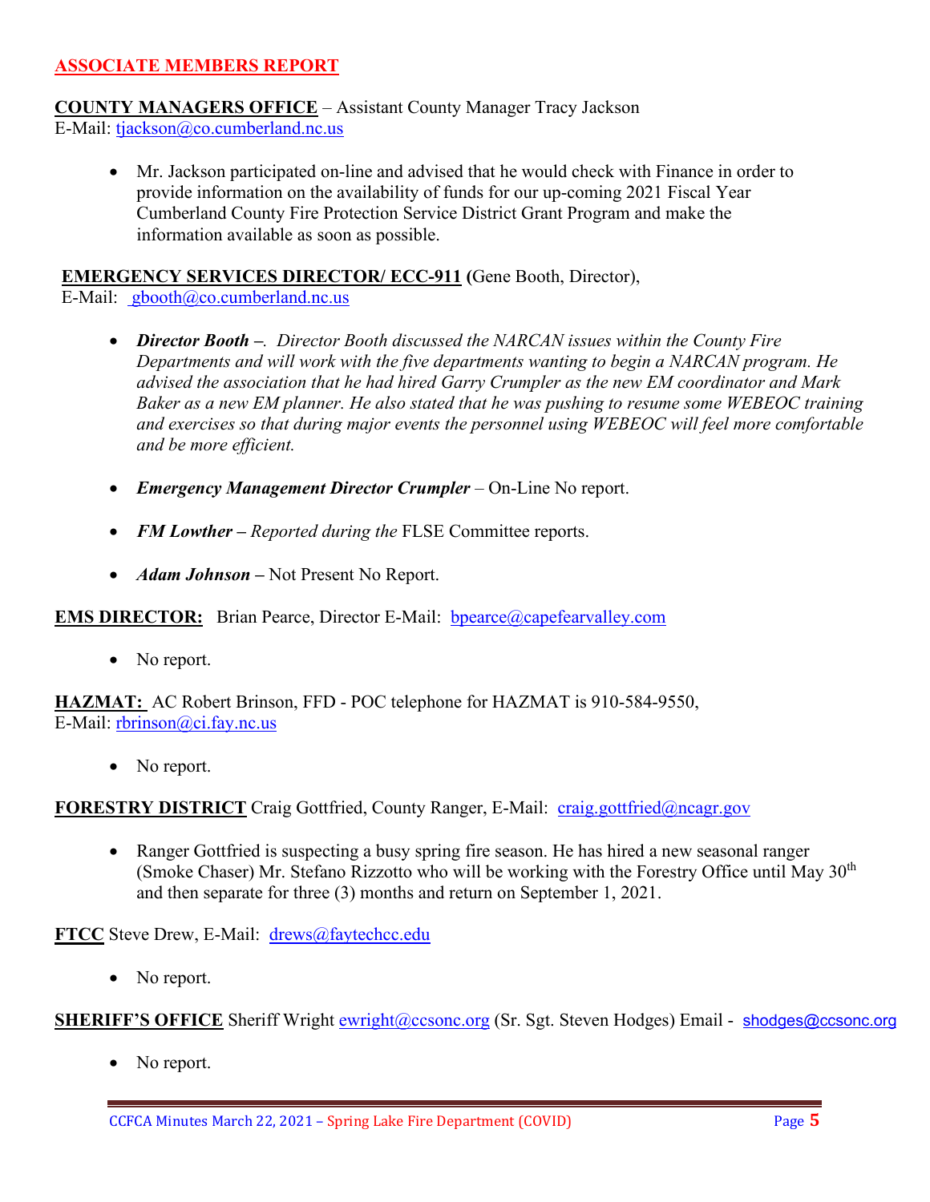## ASSOCIATE MEMBERS REPORT

**COUNTY MANAGERS OFFICE** – Assistant County Manager Tracy Jackson
E-Mail: tjackson@co.cumberland.nc.us

- Mr. Jackson participated on-line and advised that he would check with Finance in order to provide information on the availability of funds for our up-coming 2021 Fiscal Year Cumberland County Fire Protection Service District Grant Program and make the information available as soon as possible.

**EMERGENCY SERVICES DIRECTOR/ ECC-911 (**Gene Booth, Director),
E-Mail: gbooth@co.cumberland.nc.us

- ***Director Booth –****. Director Booth discussed the NARCAN issues within the County Fire Departments and will work with the five departments wanting to begin a NARCAN program. He advised the association that he had hired Garry Crumpler as the new EM coordinator and Mark Baker as a new EM planner. He also stated that he was pushing to resume some WEBEOC training and exercises so that during major events the personnel using WEBEOC will feel more comfortable and be more efficient.*

- ***Emergency Management Director Crumpler*** – On-Line No report.

- ***FM Lowther –*** *Reported during the* FLSE Committee reports.

- ***Adam Johnson –*** Not Present No Report.

**EMS DIRECTOR:** Brian Pearce, Director E-Mail: bpearce@capefearvalley.com

- No report.

**HAZMAT:** AC Robert Brinson, FFD - POC telephone for HAZMAT is 910-584-9550,
E-Mail: rbrinson@ci.fay.nc.us

- No report.

**FORESTRY DISTRICT** Craig Gottfried, County Ranger, E-Mail: craig.gottfried@ncagr.gov

- Ranger Gottfried is suspecting a busy spring fire season. He has hired a new seasonal ranger (Smoke Chaser) Mr. Stefano Rizzotto who will be working with the Forestry Office until May 30th and then separate for three (3) months and return on September 1, 2021.

**FTCC** Steve Drew, E-Mail: drews@faytechcc.edu

- No report.

**SHERIFF'S OFFICE** Sheriff Wright ewright@ccsonc.org (Sr. Sgt. Steven Hodges) Email - shodges@ccsonc.org

- No report.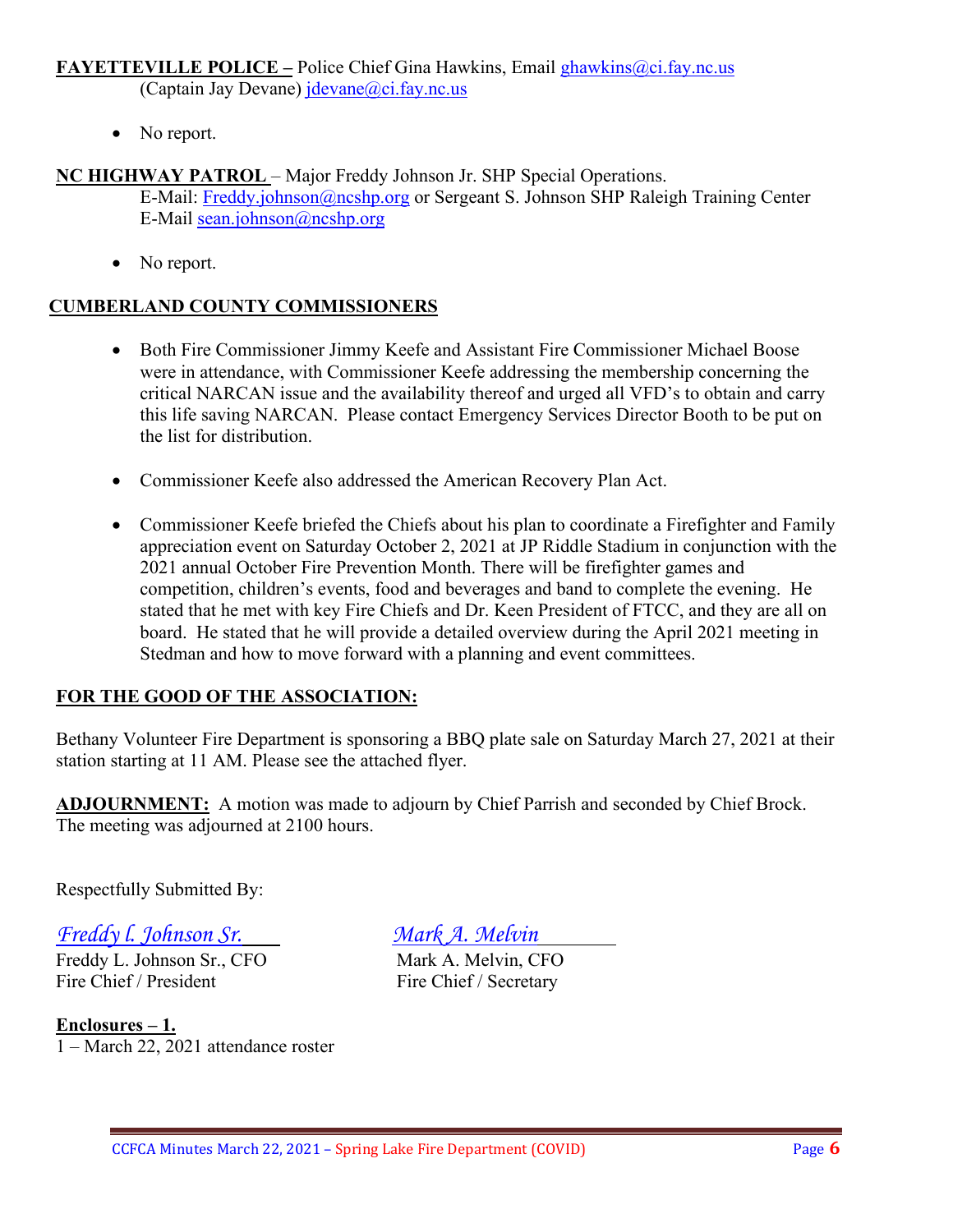**FAYETTEVILLE POLICE –** Police Chief Gina Hawkins, Email ghawkins@ci.fay.nc.us
(Captain Jay Devane) jdevane@ci.fay.nc.us

- No report.

**NC HIGHWAY PATROL** – Major Freddy Johnson Jr. SHP Special Operations.
E-Mail: Freddy.johnson@ncshp.org or Sergeant S. Johnson SHP Raleigh Training Center
E-Mail sean.johnson@ncshp.org

- No report.

**CUMBERLAND COUNTY COMMISSIONERS**

- Both Fire Commissioner Jimmy Keefe and Assistant Fire Commissioner Michael Boose were in attendance, with Commissioner Keefe addressing the membership concerning the critical NARCAN issue and the availability thereof and urged all VFD's to obtain and carry this life saving NARCAN. Please contact Emergency Services Director Booth to be put on the list for distribution.

- Commissioner Keefe also addressed the American Recovery Plan Act.

- Commissioner Keefe briefed the Chiefs about his plan to coordinate a Firefighter and Family appreciation event on Saturday October 2, 2021 at JP Riddle Stadium in conjunction with the 2021 annual October Fire Prevention Month. There will be firefighter games and competition, children's events, food and beverages and band to complete the evening. He stated that he met with key Fire Chiefs and Dr. Keen President of FTCC, and they are all on board. He stated that he will provide a detailed overview during the April 2021 meeting in Stedman and how to move forward with a planning and event committees.

**FOR THE GOOD OF THE ASSOCIATION:**

Bethany Volunteer Fire Department is sponsoring a BBQ plate sale on Saturday March 27, 2021 at their station starting at 11 AM. Please see the attached flyer.

**ADJOURNMENT:** A motion was made to adjourn by Chief Parrish and seconded by Chief Brock. The meeting was adjourned at 2100 hours.

Respectfully Submitted By:

| *Freddy l. Johnson Sr.* | *Mark A. Melvin* |
|---|---|
| Freddy L. Johnson Sr., CFO | Mark A. Melvin, CFO |
| Fire Chief / President | Fire Chief / Secretary |

**Enclosures – 1.**
1 – March 22, 2021 attendance roster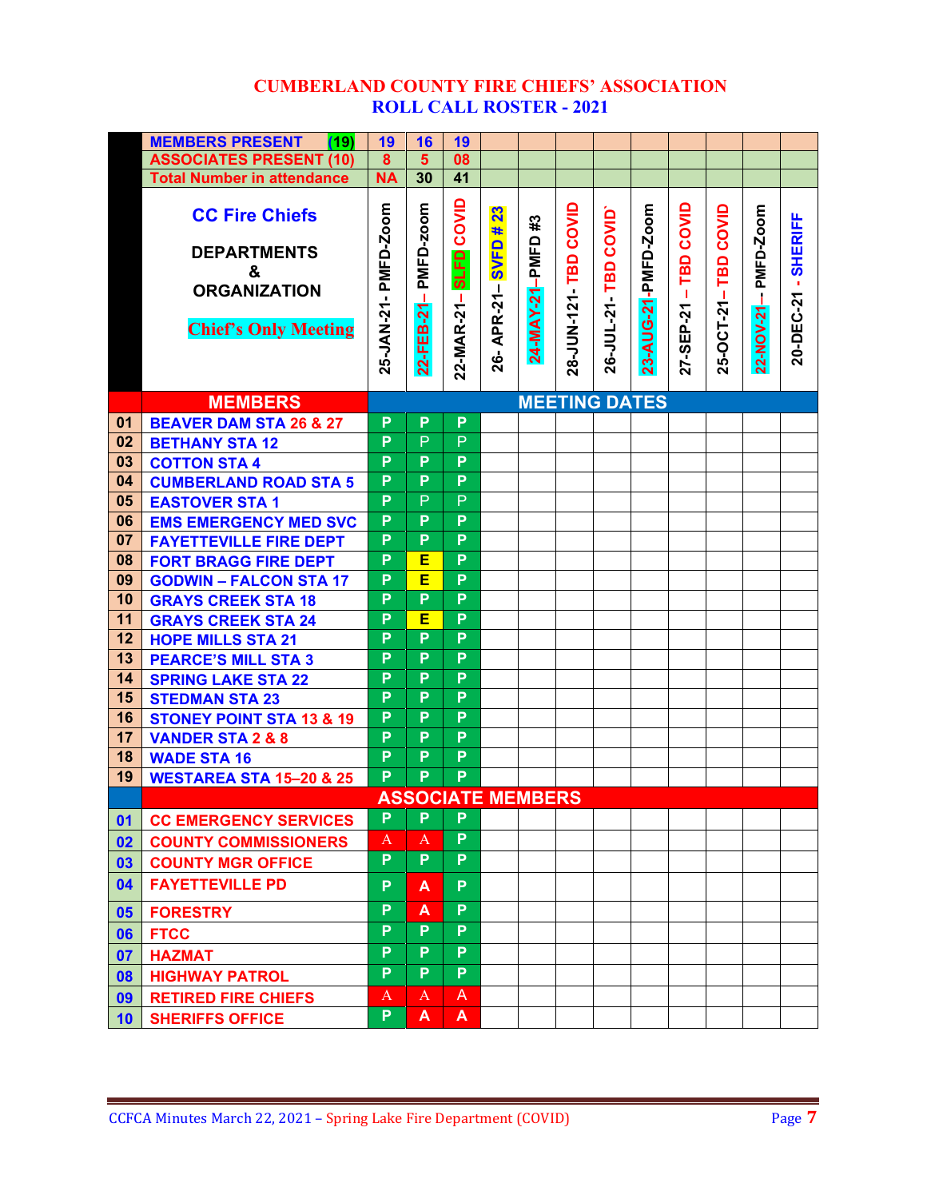# CUMBERLAND COUNTY FIRE CHIEFS' ASSOCIATION

## ROLL CALL ROSTER - 2021

| | | 25-JAN-21- PMFD-Zoom | 22-FEB-21– PMFD-zoom | 22-MAR-21– SLFD COVID | 26- APR-21– SVFD # 23 | 24-MAY-21–PMFD #3 | 28-JUN-121- TBD COVID | 26-JUL-21- TBD COVID` | 23-AUG-21-PMFD-Zoom | 27-SEP-21 – TBD COVID | 25-OCT-21– TBD COVID | 22-NOV-21-- PMFD-Zoom | 20-DEC-21 - SHERIFF |
|---|---|---|---|---|---|---|---|---|---|---|---|---|---|
| | MEMBERS PRESENT (19) | 19 | 16 | 19 | | | | | | | | | |
| | ASSOCIATES PRESENT (10) | 8 | 5 | 08 | | | | | | | | | |
| | Total Number in attendance | NA | 30 | 41 | | | | | | | | | |
| | CC Fire Chiefs DEPARTMENTS & ORGANIZATION Chief's Only Meeting | | | | | | | | | | | | |
| | **MEMBERS** | **MEETING DATES** | | | | | | | | | | | |
| 01 | BEAVER DAM STA 26 & 27 | P | P | P | | | | | | | | | |
| 02 | BETHANY STA 12 | P | P | P | | | | | | | | | |
| 03 | COTTON STA 4 | P | P | P | | | | | | | | | |
| 04 | CUMBERLAND ROAD STA 5 | P | P | P | | | | | | | | | |
| 05 | EASTOVER STA 1 | P | P | P | | | | | | | | | |
| 06 | EMS EMERGENCY MED SVC | P | P | P | | | | | | | | | |
| 07 | FAYETTEVILLE FIRE DEPT | P | P | P | | | | | | | | | |
| 08 | FORT BRAGG FIRE DEPT | P | E | P | | | | | | | | | |
| 09 | GODWIN – FALCON STA 17 | P | E | P | | | | | | | | | |
| 10 | GRAYS CREEK STA 18 | P | P | P | | | | | | | | | |
| 11 | GRAYS CREEK STA 24 | P | E | P | | | | | | | | | |
| 12 | HOPE MILLS STA 21 | P | P | P | | | | | | | | | |
| 13 | PEARCE'S MILL STA 3 | P | P | P | | | | | | | | | |
| 14 | SPRING LAKE STA 22 | P | P | P | | | | | | | | | |
| 15 | STEDMAN STA 23 | P | P | P | | | | | | | | | |
| 16 | STONEY POINT STA 13 & 19 | P | P | P | | | | | | | | | |
| 17 | VANDER STA 2 & 8 | P | P | P | | | | | | | | | |
| 18 | WADE STA 16 | P | P | P | | | | | | | | | |
| 19 | WESTAREA STA 15–20 & 25 | P | P | P | | | | | | | | | |
| | **ASSOCIATE MEMBERS** | | | | | | | | | | | | |
| 01 | CC EMERGENCY SERVICES | P | P | P | | | | | | | | | |
| 02 | COUNTY COMMISSIONERS | A | A | P | | | | | | | | | |
| 03 | COUNTY MGR OFFICE | P | P | P | | | | | | | | | |
| 04 | FAYETTEVILLE PD | P | A | P | | | | | | | | | |
| 05 | FORESTRY | P | A | P | | | | | | | | | |
| 06 | FTCC | P | P | P | | | | | | | | | |
| 07 | HAZMAT | P | P | P | | | | | | | | | |
| 08 | HIGHWAY PATROL | P | P | P | | | | | | | | | |
| 09 | RETIRED FIRE CHIEFS | A | A | A | | | | | | | | | |
| 10 | SHERIFFS OFFICE | P | A | A | | | | | | | | | |